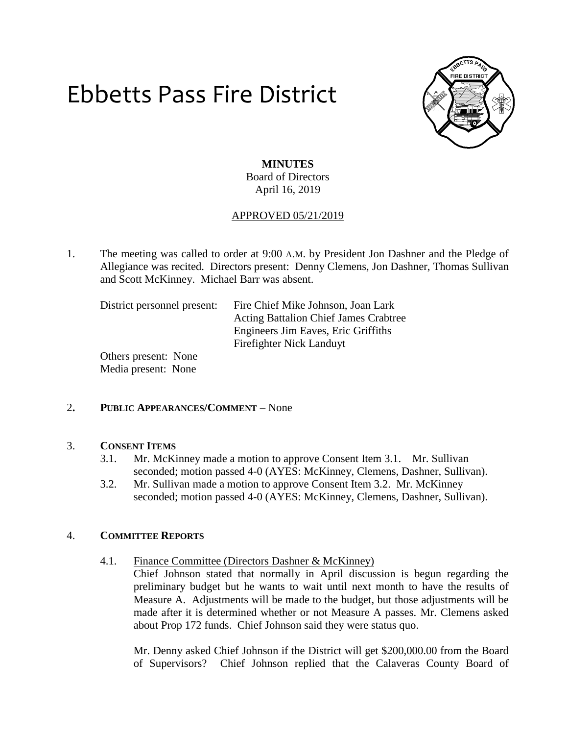# Ebbetts Pass Fire District

**MINUTES**

Board of Directors

April 16, 2019

APPROVED 05/21/2019

1. The meeting was called to order at 9:00 A.M. by President Jon Dashner and the Pledge of Allegiance was recited. Directors present: Denny Clemens, Jon Dashner, Thomas Sullivan and Scott McKinney. Michael Barr was absent.

   District personnel present: Fire Chief Mike Johnson, Joan Lark
   Acting Battalion Chief James Crabtree
   Engineers Jim Eaves, Eric Griffiths
   Firefighter Nick Landuyt

   Others present: None
   Media present: None

2. **PUBLIC APPEARANCES/COMMENT** – None

3. **CONSENT ITEMS**
   3.1. Mr. McKinney made a motion to approve Consent Item 3.1. Mr. Sullivan seconded; motion passed 4-0 (AYES: McKinney, Clemens, Dashner, Sullivan).
   3.2. Mr. Sullivan made a motion to approve Consent Item 3.2. Mr. McKinney seconded; motion passed 4-0 (AYES: McKinney, Clemens, Dashner, Sullivan).

4. **COMMITTEE REPORTS**

   4.1. Finance Committee (Directors Dashner & McKinney)
   Chief Johnson stated that normally in April discussion is begun regarding the preliminary budget but he wants to wait until next month to have the results of Measure A. Adjustments will be made to the budget, but those adjustments will be made after it is determined whether or not Measure A passes. Mr. Clemens asked about Prop 172 funds. Chief Johnson said they were status quo.

   Mr. Denny asked Chief Johnson if the District will get $200,000.00 from the Board of Supervisors? Chief Johnson replied that the Calaveras County Board of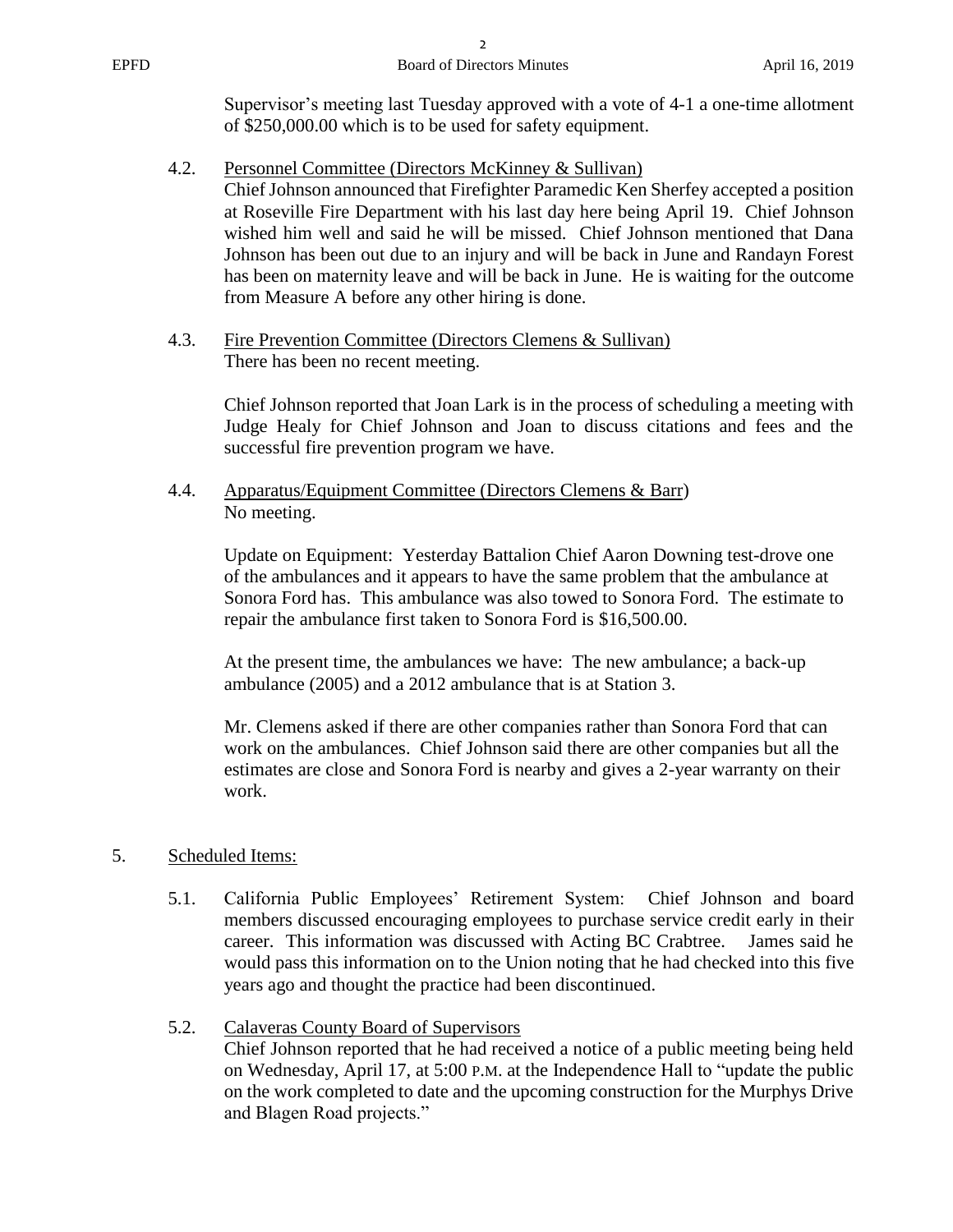Supervisor's meeting last Tuesday approved with a vote of 4-1 a one-time allotment of $250,000.00 which is to be used for safety equipment.

4.2. Personnel Committee (Directors McKinney & Sullivan)
Chief Johnson announced that Firefighter Paramedic Ken Sherfey accepted a position at Roseville Fire Department with his last day here being April 19. Chief Johnson wished him well and said he will be missed. Chief Johnson mentioned that Dana Johnson has been out due to an injury and will be back in June and Randayn Forest has been on maternity leave and will be back in June. He is waiting for the outcome from Measure A before any other hiring is done.

4.3. Fire Prevention Committee (Directors Clemens & Sullivan)
There has been no recent meeting.

Chief Johnson reported that Joan Lark is in the process of scheduling a meeting with Judge Healy for Chief Johnson and Joan to discuss citations and fees and the successful fire prevention program we have.

4.4. Apparatus/Equipment Committee (Directors Clemens & Barr)
No meeting.

Update on Equipment: Yesterday Battalion Chief Aaron Downing test-drove one of the ambulances and it appears to have the same problem that the ambulance at Sonora Ford has. This ambulance was also towed to Sonora Ford. The estimate to repair the ambulance first taken to Sonora Ford is $16,500.00.

At the present time, the ambulances we have: The new ambulance; a back-up ambulance (2005) and a 2012 ambulance that is at Station 3.

Mr. Clemens asked if there are other companies rather than Sonora Ford that can work on the ambulances. Chief Johnson said there are other companies but all the estimates are close and Sonora Ford is nearby and gives a 2-year warranty on their work.

5. Scheduled Items:

5.1. California Public Employees' Retirement System: Chief Johnson and board members discussed encouraging employees to purchase service credit early in their career. This information was discussed with Acting BC Crabtree. James said he would pass this information on to the Union noting that he had checked into this five years ago and thought the practice had been discontinued.

5.2. Calaveras County Board of Supervisors
Chief Johnson reported that he had received a notice of a public meeting being held on Wednesday, April 17, at 5:00 P.M. at the Independence Hall to "update the public on the work completed to date and the upcoming construction for the Murphys Drive and Blagen Road projects."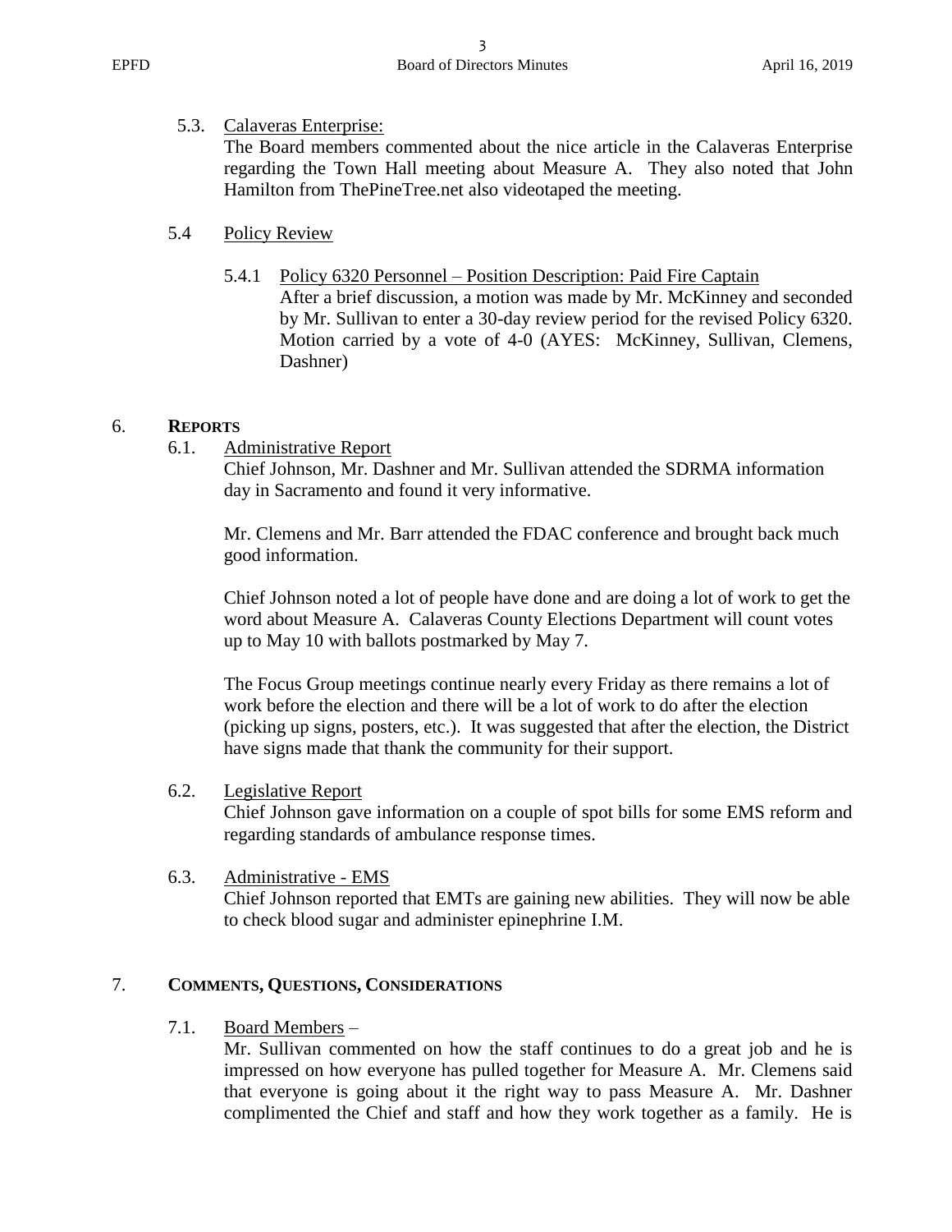5.3. Calaveras Enterprise:

The Board members commented about the nice article in the Calaveras Enterprise regarding the Town Hall meeting about Measure A. They also noted that John Hamilton from ThePineTree.net also videotaped the meeting.

5.4 Policy Review

5.4.1 Policy 6320 Personnel – Position Description: Paid Fire Captain

After a brief discussion, a motion was made by Mr. McKinney and seconded by Mr. Sullivan to enter a 30-day review period for the revised Policy 6320. Motion carried by a vote of 4-0 (AYES: McKinney, Sullivan, Clemens, Dashner)

## 6. Reports

6.1. Administrative Report

Chief Johnson, Mr. Dashner and Mr. Sullivan attended the SDRMA information day in Sacramento and found it very informative.

Mr. Clemens and Mr. Barr attended the FDAC conference and brought back much good information.

Chief Johnson noted a lot of people have done and are doing a lot of work to get the word about Measure A. Calaveras County Elections Department will count votes up to May 10 with ballots postmarked by May 7.

The Focus Group meetings continue nearly every Friday as there remains a lot of work before the election and there will be a lot of work to do after the election (picking up signs, posters, etc.). It was suggested that after the election, the District have signs made that thank the community for their support.

6.2. Legislative Report

Chief Johnson gave information on a couple of spot bills for some EMS reform and regarding standards of ambulance response times.

6.3. Administrative - EMS

Chief Johnson reported that EMTs are gaining new abilities. They will now be able to check blood sugar and administer epinephrine I.M.

## 7. Comments, Questions, Considerations

7.1. Board Members –

Mr. Sullivan commented on how the staff continues to do a great job and he is impressed on how everyone has pulled together for Measure A. Mr. Clemens said that everyone is going about it the right way to pass Measure A. Mr. Dashner complimented the Chief and staff and how they work together as a family. He is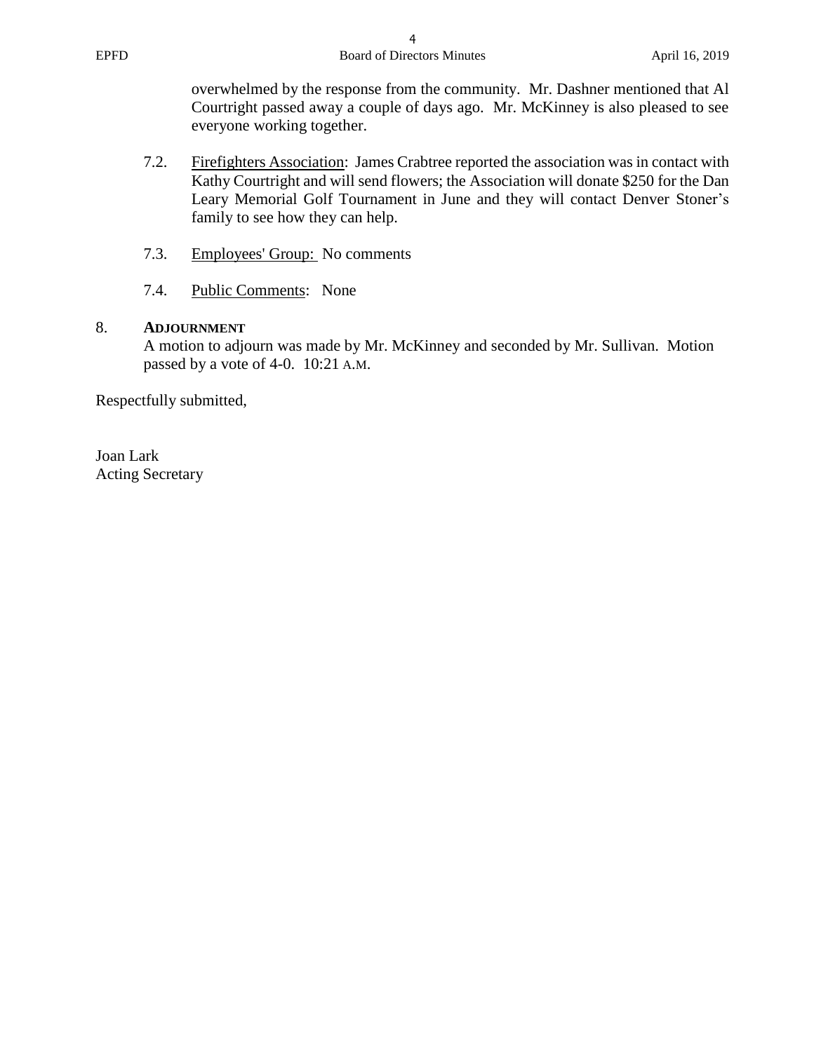overwhelmed by the response from the community. Mr. Dashner mentioned that Al Courtright passed away a couple of days ago. Mr. McKinney is also pleased to see everyone working together.

7.2. Firefighters Association: James Crabtree reported the association was in contact with Kathy Courtright and will send flowers; the Association will donate $250 for the Dan Leary Memorial Golf Tournament in June and they will contact Denver Stoner's family to see how they can help.

7.3. Employees' Group: No comments

7.4. Public Comments: None

## 8. ADJOURNMENT

A motion to adjourn was made by Mr. McKinney and seconded by Mr. Sullivan. Motion passed by a vote of 4-0. 10:21 A.M.

Respectfully submitted,

Joan Lark
Acting Secretary